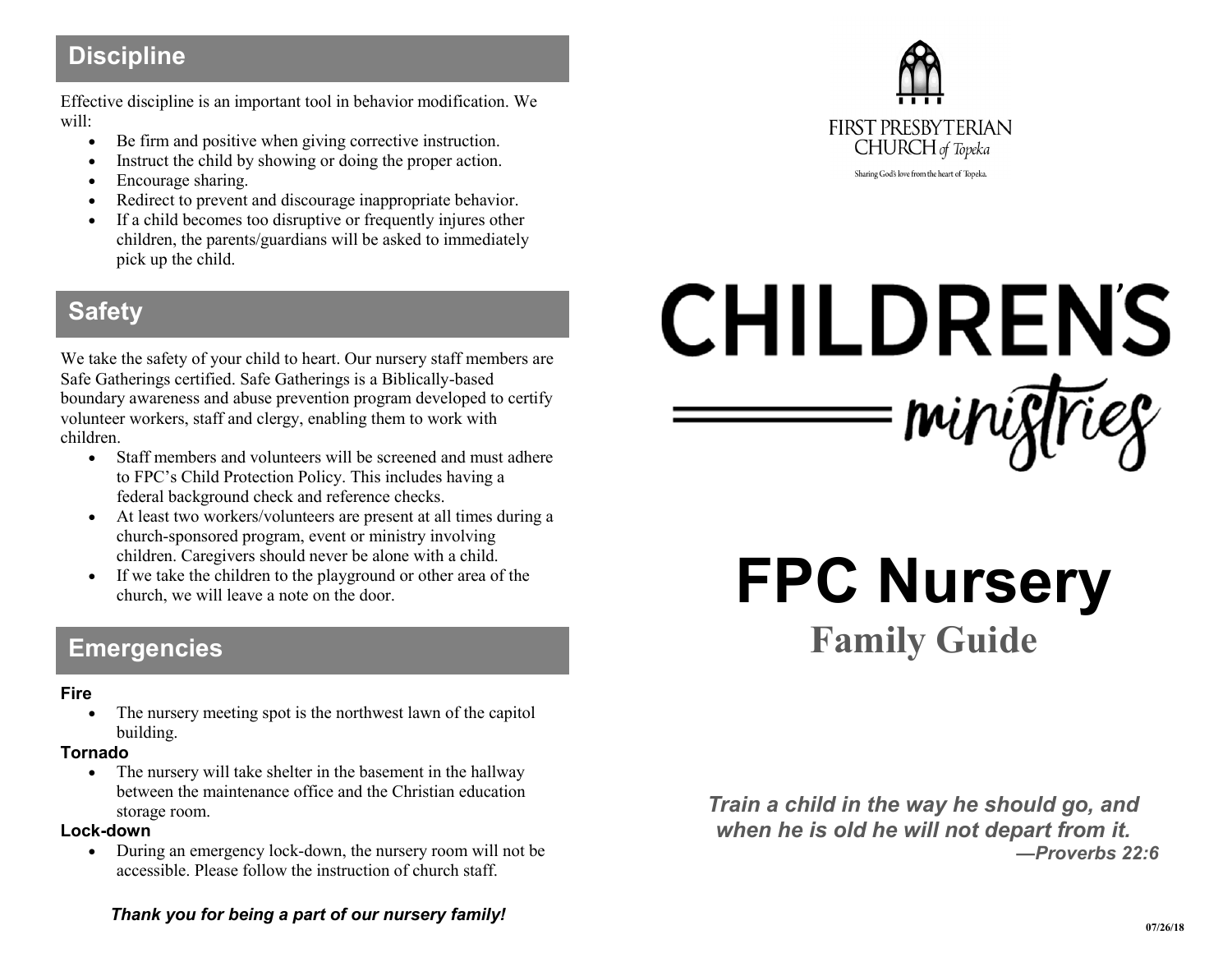## Discipline

Effective discipline is an important tool in behavior modification. We will:

- Be firm and positive when giving corrective instruction.
- Instruct the child by showing or doing the proper action.
- Encourage sharing.
- Redirect to prevent and discourage inappropriate behavior.
- If a child becomes too disruptive or frequently injures other children, the parents/guardians will be asked to immediately pick up the child.

## Safety

We take the safety of your child to heart. Our nursery staff members are Safe Gatherings certified. Safe Gatherings is a Biblically-based boundary awareness and abuse prevention program developed to certify volunteer workers, staff and clergy, enabling them to work with children.

- Staff members and volunteers will be screened and must adhere to FPC's Child Protection Policy. This includes having a federal background check and reference checks.
- At least two workers/volunteers are present at all times during a church-sponsored program, event or ministry involving children. Caregivers should never be alone with a child.
- If we take the children to the playground or other area of the church, we will leave a note on the door.

## Emergencies

**Fire**

- The nursery meeting spot is the northwest lawn of the capitol building.

**Tornado**

- The nursery will take shelter in the basement in the hallway between the maintenance office and the Christian education storage room.

**Lock-down**

- During an emergency lock-down, the nursery room will not be accessible. Please follow the instruction of church staff.

***Thank you for being a part of our nursery family!***

FIRST PRESBYTERIAN CHURCH *of Topeka*

Sharing God's love from the heart of Topeka.

# CHILDREN'S *ministries*

# FPC Nursery

## Family Guide

***Train a child in the way he should go, and when he is old he will not depart from it.***
***—Proverbs 22:6***

07/26/18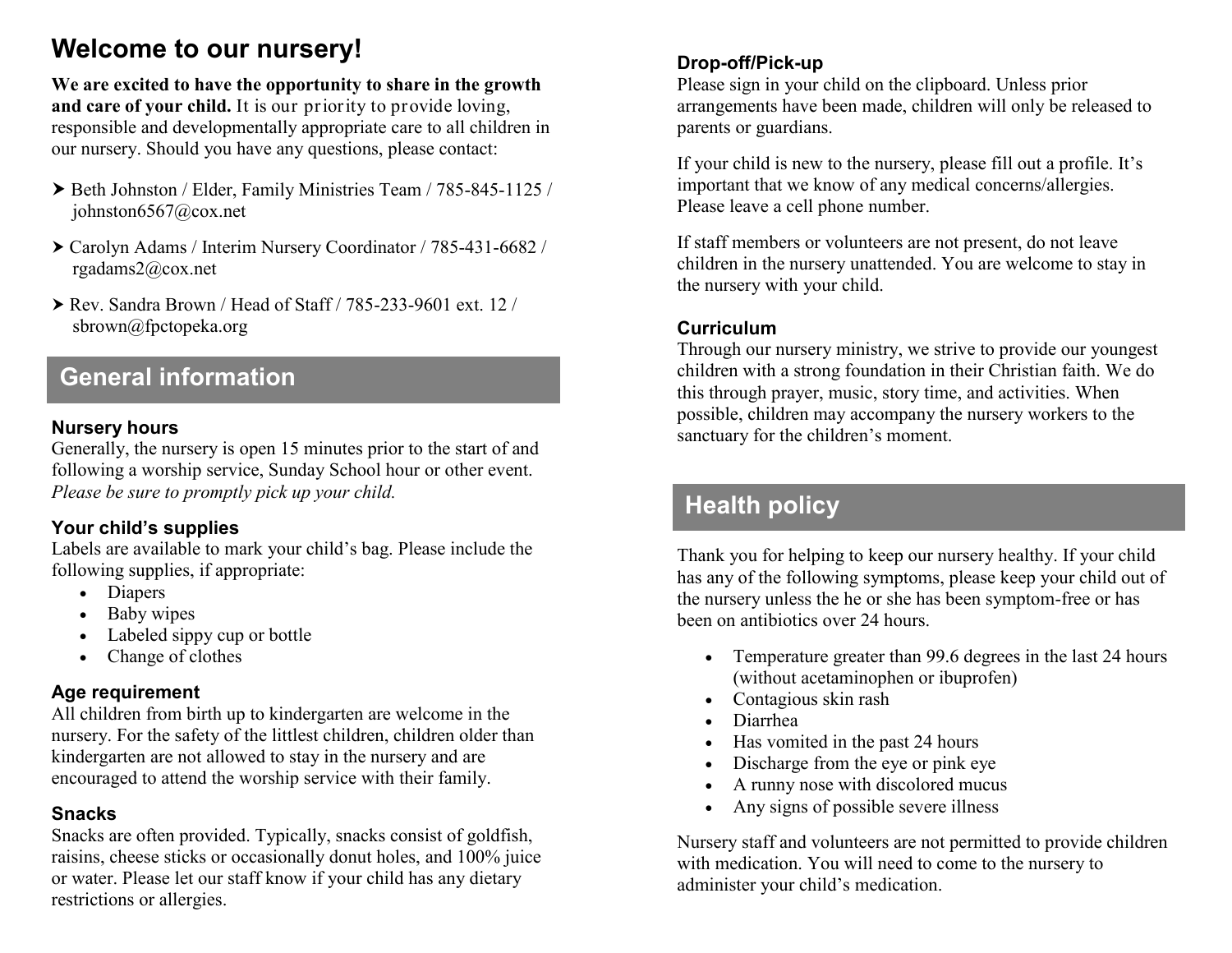# Welcome to our nursery!

**We are excited to have the opportunity to share in the growth and care of your child.** It is our priority to provide loving, responsible and developmentally appropriate care to all children in our nursery. Should you have any questions, please contact:

- Beth Johnston / Elder, Family Ministries Team / 785-845-1125 / johnston6567@cox.net
- Carolyn Adams / Interim Nursery Coordinator / 785-431-6682 / rgadams2@cox.net
- Rev. Sandra Brown / Head of Staff / 785-233-9601 ext. 12 / sbrown@fpctopeka.org

## General information

### Nursery hours

Generally, the nursery is open 15 minutes prior to the start of and following a worship service, Sunday School hour or other event. *Please be sure to promptly pick up your child.*

### Your child's supplies

Labels are available to mark your child's bag. Please include the following supplies, if appropriate:

- Diapers
- Baby wipes
- Labeled sippy cup or bottle
- Change of clothes

### Age requirement

All children from birth up to kindergarten are welcome in the nursery. For the safety of the littlest children, children older than kindergarten are not allowed to stay in the nursery and are encouraged to attend the worship service with their family.

### Snacks

Snacks are often provided. Typically, snacks consist of goldfish, raisins, cheese sticks or occasionally donut holes, and 100% juice or water. Please let our staff know if your child has any dietary restrictions or allergies.

### Drop-off/Pick-up

Please sign in your child on the clipboard. Unless prior arrangements have been made, children will only be released to parents or guardians.

If your child is new to the nursery, please fill out a profile. It's important that we know of any medical concerns/allergies. Please leave a cell phone number.

If staff members or volunteers are not present, do not leave children in the nursery unattended. You are welcome to stay in the nursery with your child.

### Curriculum

Through our nursery ministry, we strive to provide our youngest children with a strong foundation in their Christian faith. We do this through prayer, music, story time, and activities. When possible, children may accompany the nursery workers to the sanctuary for the children's moment.

## Health policy

Thank you for helping to keep our nursery healthy. If your child has any of the following symptoms, please keep your child out of the nursery unless the he or she has been symptom-free or has been on antibiotics over 24 hours.

- Temperature greater than 99.6 degrees in the last 24 hours (without acetaminophen or ibuprofen)
- Contagious skin rash
- Diarrhea
- Has vomited in the past 24 hours
- Discharge from the eye or pink eye
- A runny nose with discolored mucus
- Any signs of possible severe illness

Nursery staff and volunteers are not permitted to provide children with medication. You will need to come to the nursery to administer your child's medication.